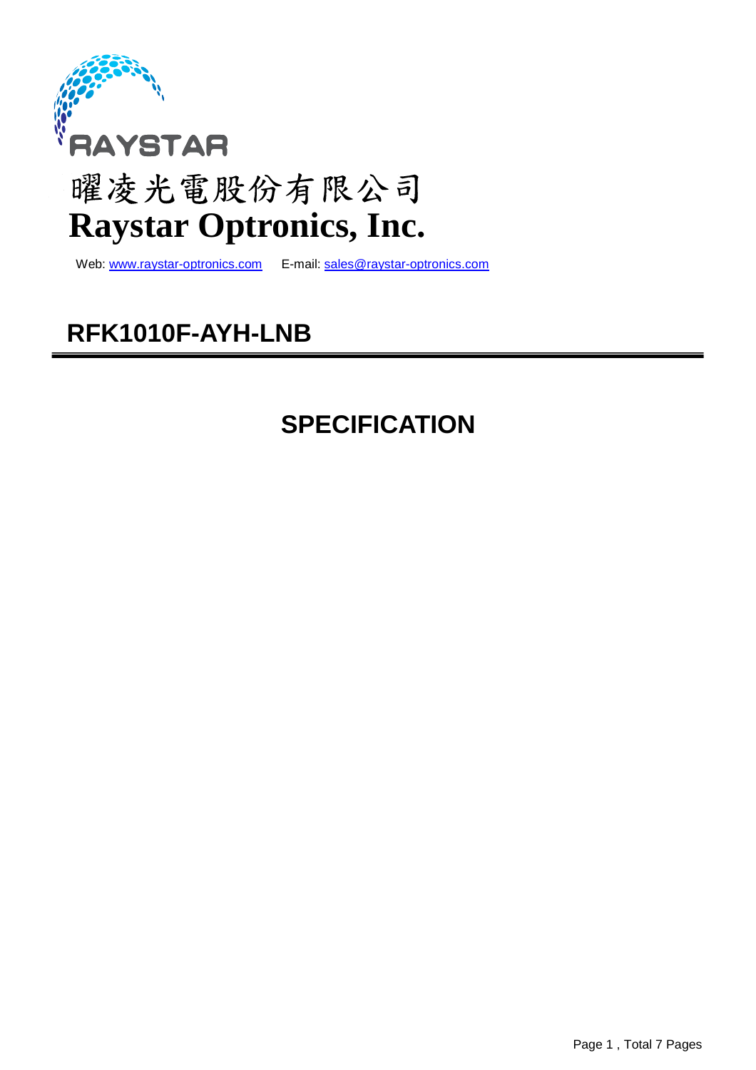RAYSTAR

# 曜凌光電股份有限公司
# Raystar Optronics, Inc.

Web: www.raystar-optronics.com E-mail: sales@raystar-optronics.com

## RFK1010F-AYH-LNB

## SPECIFICATION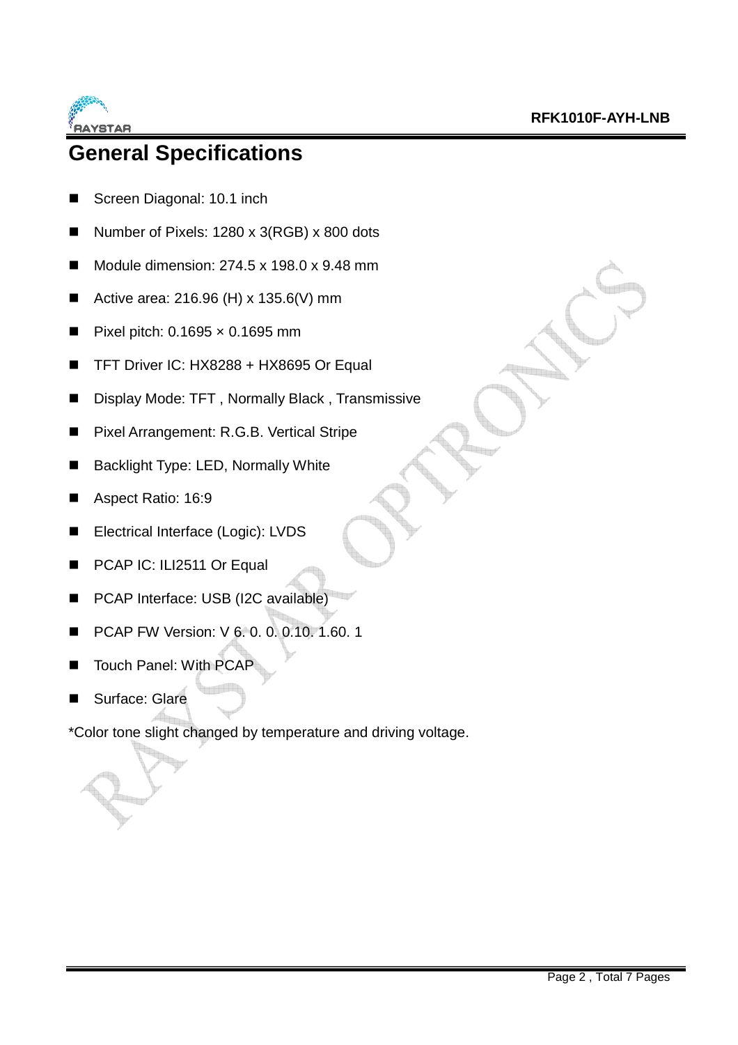# General Specifications

- Screen Diagonal: 10.1 inch
- Number of Pixels: 1280 x 3(RGB) x 800 dots
- Module dimension: 274.5 x 198.0 x 9.48 mm
- Active area: 216.96 (H) x 135.6(V) mm
- Pixel pitch: 0.1695 × 0.1695 mm
- TFT Driver IC: HX8288 + HX8695 Or Equal
- Display Mode: TFT , Normally Black , Transmissive
- Pixel Arrangement: R.G.B. Vertical Stripe
- Backlight Type: LED, Normally White
- Aspect Ratio: 16:9
- Electrical Interface (Logic): LVDS
- PCAP IC: ILI2511 Or Equal
- PCAP Interface: USB (I2C available)
- PCAP FW Version: V 6. 0. 0. 0.10. 1.60. 1
- Touch Panel: With PCAP
- Surface: Glare

*Color tone slight changed by temperature and driving voltage.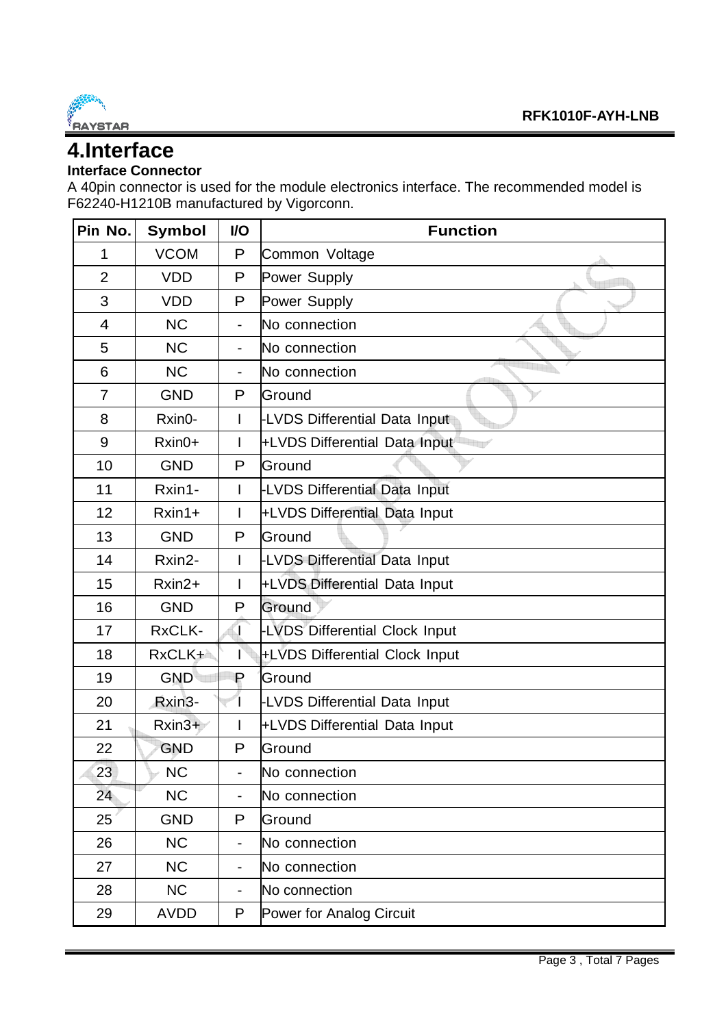# 4.Interface

**Interface Connector**

A 40pin connector is used for the module electronics interface. The recommended model is F62240-H1210B manufactured by Vigorconn.

| Pin No. | Symbol | I/O | Function |
|---|---|---|---|
| 1 | VCOM | P | Common Voltage |
| 2 | VDD | P | Power Supply |
| 3 | VDD | P | Power Supply |
| 4 | NC | - | No connection |
| 5 | NC | - | No connection |
| 6 | NC | - | No connection |
| 7 | GND | P | Ground |
| 8 | Rxin0- | I | -LVDS Differential Data Input |
| 9 | Rxin0+ | I | +LVDS Differential Data Input |
| 10 | GND | P | Ground |
| 11 | Rxin1- | I | -LVDS Differential Data Input |
| 12 | Rxin1+ | I | +LVDS Differential Data Input |
| 13 | GND | P | Ground |
| 14 | Rxin2- | I | -LVDS Differential Data Input |
| 15 | Rxin2+ | I | +LVDS Differential Data Input |
| 16 | GND | P | Ground |
| 17 | RxCLK- | I | -LVDS Differential Clock Input |
| 18 | RxCLK+ | I | +LVDS Differential Clock Input |
| 19 | GND | P | Ground |
| 20 | Rxin3- | I | -LVDS Differential Data Input |
| 21 | Rxin3+ | I | +LVDS Differential Data Input |
| 22 | GND | P | Ground |
| 23 | NC | - | No connection |
| 24 | NC | - | No connection |
| 25 | GND | P | Ground |
| 26 | NC | - | No connection |
| 27 | NC | - | No connection |
| 28 | NC | - | No connection |
| 29 | AVDD | P | Power for Analog Circuit |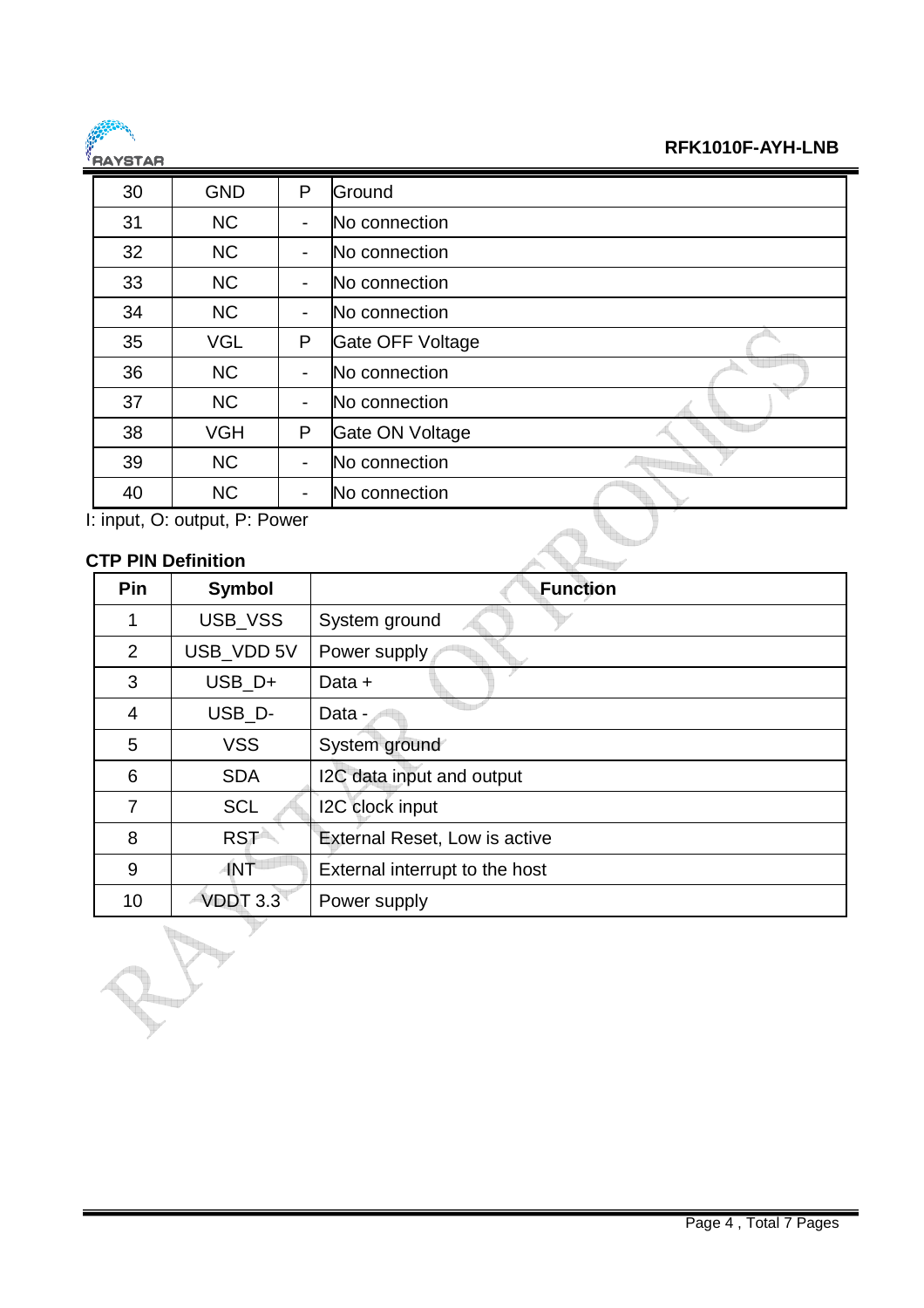| 30 | GND | P | Ground |
|---|---|---|---|
| 31 | NC | - | No connection |
| 32 | NC | - | No connection |
| 33 | NC | - | No connection |
| 34 | NC | - | No connection |
| 35 | VGL | P | Gate OFF Voltage |
| 36 | NC | - | No connection |
| 37 | NC | - | No connection |
| 38 | VGH | P | Gate ON Voltage |
| 39 | NC | - | No connection |
| 40 | NC | - | No connection |

I: input, O: output, P: Power

**CTP PIN Definition**

| Pin | Symbol | Function |
|---|---|---|
| 1 | USB_VSS | System ground |
| 2 | USB_VDD 5V | Power supply |
| 3 | USB_D+ | Data + |
| 4 | USB_D- | Data - |
| 5 | VSS | System ground |
| 6 | SDA | I2C data input and output |
| 7 | SCL | I2C clock input |
| 8 | RST | External Reset, Low is active |
| 9 | INT | External interrupt to the host |
| 10 | VDDT 3.3 | Power supply |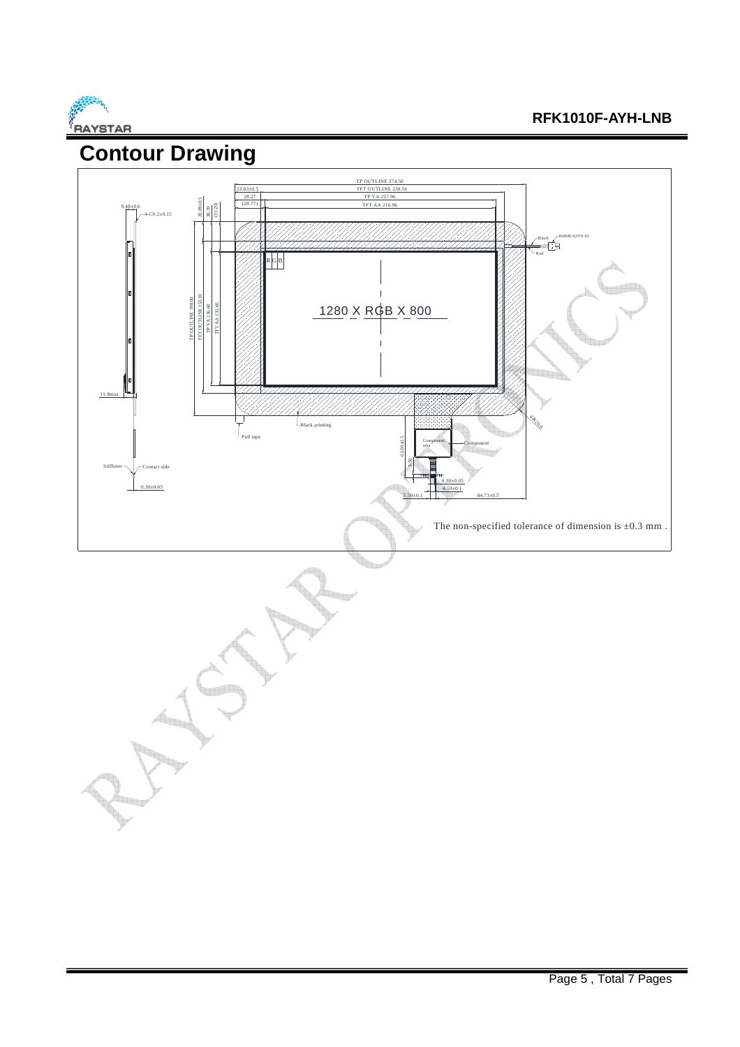# Contour Drawing

TP OUTLINE 274.50
TFT OUTLINE 230.56
TP VA 217.96
TFT AA 216.96
23.83±0.5
28.27
(28.77)
9.48±0.6
4-C0.2±0.15
20.09±0.5
30.70
(31.20)
TP OUTLINE 190.00
TFT OUTLINE 155.01
TP VA 136.60
TFT AA 135.60
RGB
1280 X RGB X 800
Black
BHSR-02VS-01
Red
4-R20.0
11.8max
Black printing
Pull tape
Component area
Component
63.00±0.5
3.20
0.30±0.05
4.50±0.1
3.50±0.1
84.73±0.5
Stiffener
Contact side
0.30±0.05

The non-specified tolerance of dimension is ±0.3 mm .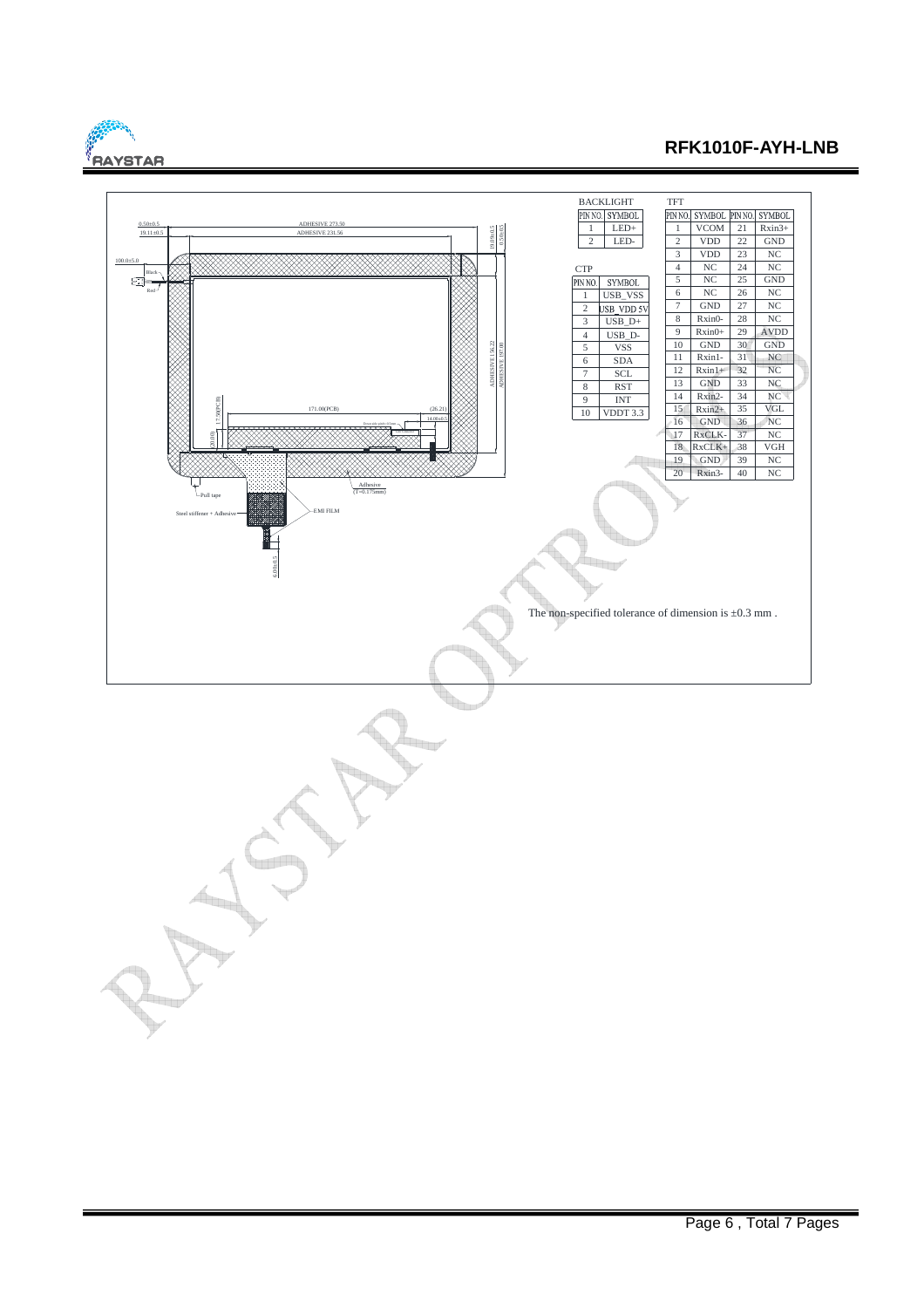| BACKLIGHT | |
|---|---|
| PIN NO. | SYMBOL |
| 1 | LED+ |
| 2 | LED- |

| CTP | |
|---|---|
| PIN NO. | SYMBOL |
| 1 | USB_VSS |
| 2 | USB_VDD 5V |
| 3 | USB_D+ |
| 4 | USB_D- |
| 5 | VSS |
| 6 | SDA |
| 7 | SCL |
| 8 | RST |
| 9 | INT |
| 10 | VDDT 3.3 |

| TFT | | | |
|---|---|---|---|
| PIN NO. | SYMBOL | PIN NO. | SYMBOL |
| 1 | VCOM | 21 | Rxin3+ |
| 2 | VDD | 22 | GND |
| 3 | VDD | 23 | NC |
| 4 | NC | 24 | NC |
| 5 | NC | 25 | GND |
| 6 | NC | 26 | NC |
| 7 | GND | 27 | NC |
| 8 | Rxin0- | 28 | NC |
| 9 | Rxin0+ | 29 | AVDD |
| 10 | GND | 30 | GND |
| 11 | Rxin1- | 31 | NC |
| 12 | Rxin1+ | 32 | NC |
| 13 | GND | 33 | NC |
| 14 | Rxin2- | 34 | NC |
| 15 | Rxin2+ | 35 | VGL |
| 16 | GND | 36 | NC |
| 17 | RxCLK- | 37 | NC |
| 18 | RxCLK+ | 38 | VGH |
| 19 | GND | 39 | NC |
| 20 | Rxin3- | 40 | NC |

The non-specified tolerance of dimension is ±0.3 mm .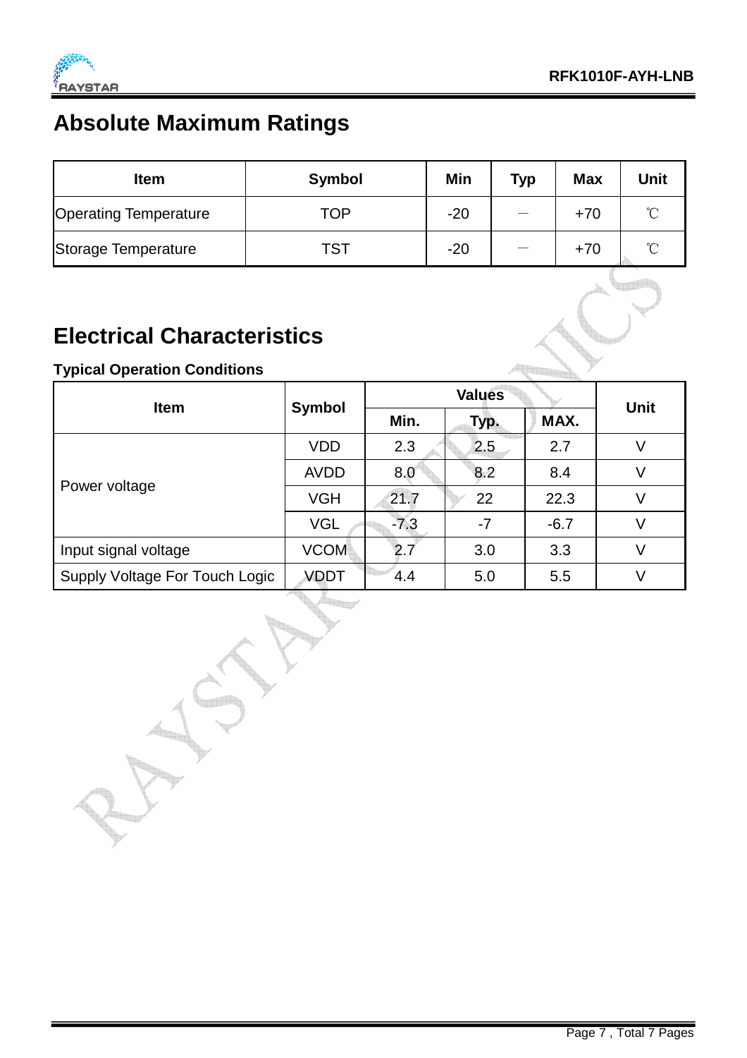# Absolute Maximum Ratings

| Item | Symbol | Min | Typ | Max | Unit |
|---|---|---|---|---|---|
| Operating Temperature | TOP | -20 | — | +70 | ℃ |
| Storage Temperature | TST | -20 | — | +70 | ℃ |

# Electrical Characteristics

**Typical Operation Conditions**

| Item | Symbol | Values | | | Unit |
|---|---|---|---|---|---|
| | | Min. | Typ. | MAX. | |
| Power voltage | VDD | 2.3 | 2.5 | 2.7 | V |
| | AVDD | 8.0 | 8.2 | 8.4 | V |
| | VGH | 21.7 | 22 | 22.3 | V |
| | VGL | -7.3 | -7 | -6.7 | V |
| Input signal voltage | VCOM | 2.7 | 3.0 | 3.3 | V |
| Supply Voltage For Touch Logic | VDDT | 4.4 | 5.0 | 5.5 | V |